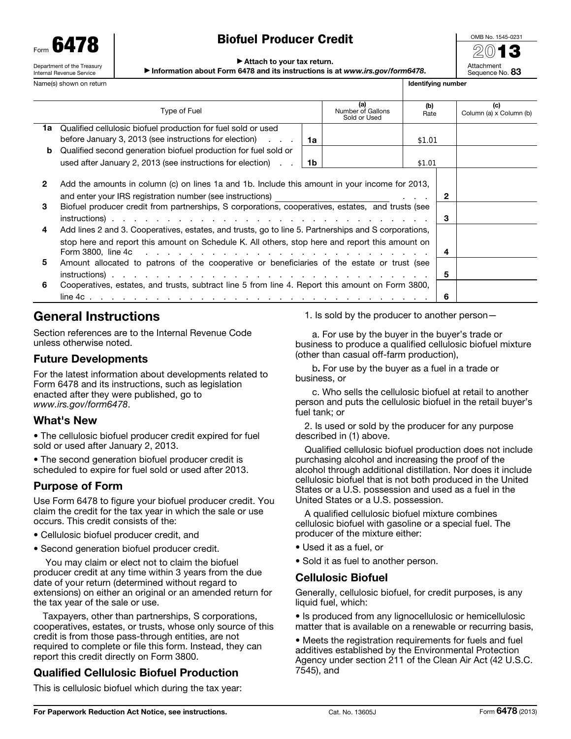Form **6478**

Department of the Treasury
Internal Revenue Service

# Biofuel Producer Credit

▶ Attach to your tax return.
▶ Information about Form 6478 and its instructions is at *www.irs.gov/form6478*.

OMB No. 1545-0231
**2013**
Attachment Sequence No. **83**

Name(s) shown on return | Identifying number

| | Type of Fuel | | (a) Number of Gallons Sold or Used | (b) Rate | (c) Column (a) x Column (b) |
|---|---|---|---|---|---|
| **1a** | Qualified cellulosic biofuel production for fuel sold or used before January 3, 2013 (see instructions for election) | **1a** | | $1.01 | |
| **b** | Qualified second generation biofuel production for fuel sold or used after January 2, 2013 (see instructions for election) | **1b** | | $1.01 | |

| | | | |
|---|---|---|---|
| **2** | Add the amounts in column (c) on lines 1a and 1b. Include this amount in your income for 2013, and enter your IRS registration number (see instructions) | **2** | |
| **3** | Biofuel producer credit from partnerships, S corporations, cooperatives, estates, and trusts (see instructions) | **3** | |
| **4** | Add lines 2 and 3. Cooperatives, estates, and trusts, go to line 5. Partnerships and S corporations, stop here and report this amount on Schedule K. All others, stop here and report this amount on Form 3800, line 4c | **4** | |
| **5** | Amount allocated to patrons of the cooperative or beneficiaries of the estate or trust (see instructions) | **5** | |
| **6** | Cooperatives, estates, and trusts, subtract line 5 from line 4. Report this amount on Form 3800, line 4c | **6** | |

## General Instructions

Section references are to the Internal Revenue Code unless otherwise noted.

### Future Developments

For the latest information about developments related to Form 6478 and its instructions, such as legislation enacted after they were published, go to *www.irs.gov/form6478*.

### What's New

- The cellulosic biofuel producer credit expired for fuel sold or used after January 2, 2013.
- The second generation biofuel producer credit is scheduled to expire for fuel sold or used after 2013.

### Purpose of Form

Use Form 6478 to figure your biofuel producer credit. You claim the credit for the tax year in which the sale or use occurs. This credit consists of the:

- Cellulosic biofuel producer credit, and
- Second generation biofuel producer credit.

You may claim or elect not to claim the biofuel producer credit at any time within 3 years from the due date of your return (determined without regard to extensions) on either an original or an amended return for the tax year of the sale or use.

Taxpayers, other than partnerships, S corporations, cooperatives, estates, or trusts, whose only source of this credit is from those pass-through entities, are not required to complete or file this form. Instead, they can report this credit directly on Form 3800.

### Qualified Cellulosic Biofuel Production

This is cellulosic biofuel which during the tax year:

1. Is sold by the producer to another person—

   a. For use by the buyer in the buyer's trade or business to produce a qualified cellulosic biofuel mixture (other than casual off-farm production),

   b. For use by the buyer as a fuel in a trade or business, or

   c. Who sells the cellulosic biofuel at retail to another person and puts the cellulosic biofuel in the retail buyer's fuel tank; or

2. Is used or sold by the producer for any purpose described in (1) above.

Qualified cellulosic biofuel production does not include purchasing alcohol and increasing the proof of the alcohol through additional distillation. Nor does it include cellulosic biofuel that is not both produced in the United States or a U.S. possession and used as a fuel in the United States or a U.S. possession.

A qualified cellulosic biofuel mixture combines cellulosic biofuel with gasoline or a special fuel. The producer of the mixture either:

- Used it as a fuel, or
- Sold it as fuel to another person.

### Cellulosic Biofuel

Generally, cellulosic biofuel, for credit purposes, is any liquid fuel, which:

- Is produced from any lignocellulosic or hemicellulosic matter that is available on a renewable or recurring basis,
- Meets the registration requirements for fuels and fuel additives established by the Environmental Protection Agency under section 211 of the Clean Air Act (42 U.S.C. 7545), and

**For Paperwork Reduction Act Notice, see instructions.** Cat. No. 13605J Form **6478** (2013)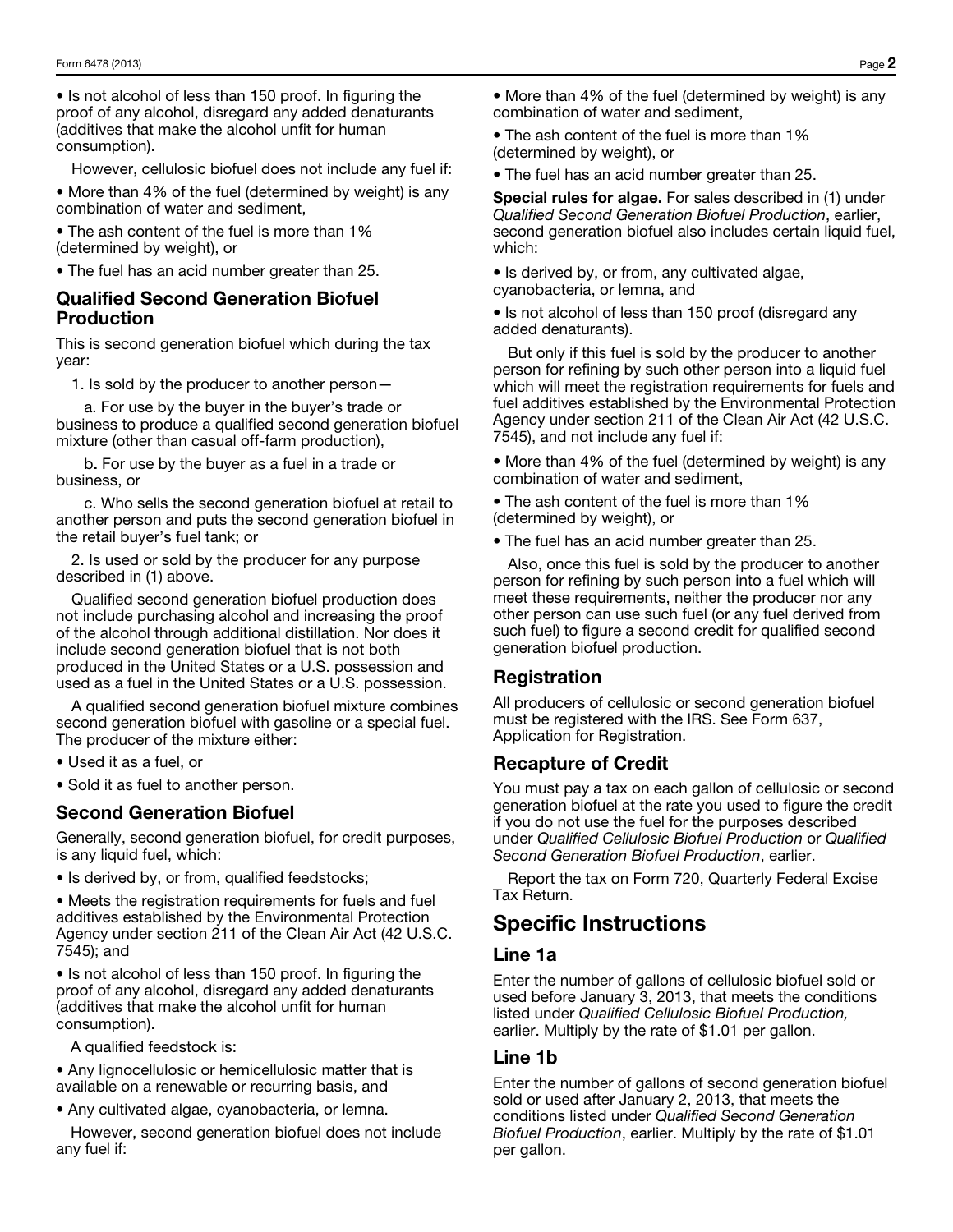- Is not alcohol of less than 150 proof. In figuring the proof of any alcohol, disregard any added denaturants (additives that make the alcohol unfit for human consumption).

However, cellulosic biofuel does not include any fuel if:

- More than 4% of the fuel (determined by weight) is any combination of water and sediment,
- The ash content of the fuel is more than 1% (determined by weight), or
- The fuel has an acid number greater than 25.

## Qualified Second Generation Biofuel Production

This is second generation biofuel which during the tax year:

1. Is sold by the producer to another person—

   a. For use by the buyer in the buyer's trade or business to produce a qualified second generation biofuel mixture (other than casual off-farm production),

   b**.** For use by the buyer as a fuel in a trade or business, or

   c. Who sells the second generation biofuel at retail to another person and puts the second generation biofuel in the retail buyer's fuel tank; or

2. Is used or sold by the producer for any purpose described in (1) above.

Qualified second generation biofuel production does not include purchasing alcohol and increasing the proof of the alcohol through additional distillation. Nor does it include second generation biofuel that is not both produced in the United States or a U.S. possession and used as a fuel in the United States or a U.S. possession.

A qualified second generation biofuel mixture combines second generation biofuel with gasoline or a special fuel. The producer of the mixture either:

- Used it as a fuel, or
- Sold it as fuel to another person.

## Second Generation Biofuel

Generally, second generation biofuel, for credit purposes, is any liquid fuel, which:

- Is derived by, or from, qualified feedstocks;
- Meets the registration requirements for fuels and fuel additives established by the Environmental Protection Agency under section 211 of the Clean Air Act (42 U.S.C. 7545); and
- Is not alcohol of less than 150 proof. In figuring the proof of any alcohol, disregard any added denaturants (additives that make the alcohol unfit for human consumption).

A qualified feedstock is:

- Any lignocellulosic or hemicellulosic matter that is available on a renewable or recurring basis, and
- Any cultivated algae, cyanobacteria, or lemna.

However, second generation biofuel does not include any fuel if:

- More than 4% of the fuel (determined by weight) is any combination of water and sediment,
- The ash content of the fuel is more than 1% (determined by weight), or
- The fuel has an acid number greater than 25.

**Special rules for algae.** For sales described in (1) under *Qualified Second Generation Biofuel Production*, earlier, second generation biofuel also includes certain liquid fuel, which:

- Is derived by, or from, any cultivated algae, cyanobacteria, or lemna, and
- Is not alcohol of less than 150 proof (disregard any added denaturants).

But only if this fuel is sold by the producer to another person for refining by such other person into a liquid fuel which will meet the registration requirements for fuels and fuel additives established by the Environmental Protection Agency under section 211 of the Clean Air Act (42 U.S.C. 7545), and not include any fuel if:

- More than 4% of the fuel (determined by weight) is any combination of water and sediment,
- The ash content of the fuel is more than 1% (determined by weight), or
- The fuel has an acid number greater than 25.

Also, once this fuel is sold by the producer to another person for refining by such person into a fuel which will meet these requirements, neither the producer nor any other person can use such fuel (or any fuel derived from such fuel) to figure a second credit for qualified second generation biofuel production.

## Registration

All producers of cellulosic or second generation biofuel must be registered with the IRS. See Form 637, Application for Registration.

## Recapture of Credit

You must pay a tax on each gallon of cellulosic or second generation biofuel at the rate you used to figure the credit if you do not use the fuel for the purposes described under *Qualified Cellulosic Biofuel Production* or *Qualified Second Generation Biofuel Production*, earlier.

Report the tax on Form 720, Quarterly Federal Excise Tax Return.

# Specific Instructions

## Line 1a

Enter the number of gallons of cellulosic biofuel sold or used before January 3, 2013, that meets the conditions listed under *Qualified Cellulosic Biofuel Production,* earlier. Multiply by the rate of $1.01 per gallon.

## Line 1b

Enter the number of gallons of second generation biofuel sold or used after January 2, 2013, that meets the conditions listed under *Qualified Second Generation Biofuel Production*, earlier. Multiply by the rate of $1.01 per gallon.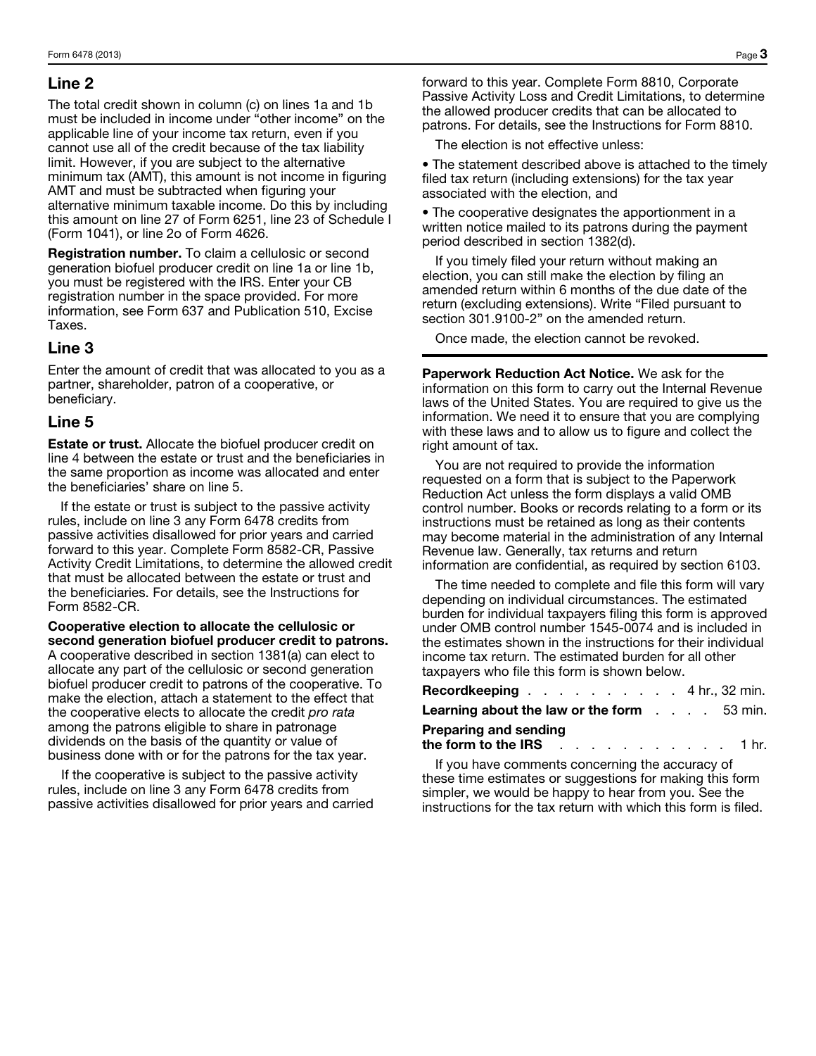## Line 2

The total credit shown in column (c) on lines 1a and 1b must be included in income under "other income" on the applicable line of your income tax return, even if you cannot use all of the credit because of the tax liability limit. However, if you are subject to the alternative minimum tax (AMT), this amount is not income in figuring AMT and must be subtracted when figuring your alternative minimum taxable income. Do this by including this amount on line 27 of Form 6251, line 23 of Schedule I (Form 1041), or line 2o of Form 4626.

**Registration number.** To claim a cellulosic or second generation biofuel producer credit on line 1a or line 1b, you must be registered with the IRS. Enter your CB registration number in the space provided. For more information, see Form 637 and Publication 510, Excise Taxes.

## Line 3

Enter the amount of credit that was allocated to you as a partner, shareholder, patron of a cooperative, or beneficiary.

## Line 5

**Estate or trust.** Allocate the biofuel producer credit on line 4 between the estate or trust and the beneficiaries in the same proportion as income was allocated and enter the beneficiaries' share on line 5.

If the estate or trust is subject to the passive activity rules, include on line 3 any Form 6478 credits from passive activities disallowed for prior years and carried forward to this year. Complete Form 8582-CR, Passive Activity Credit Limitations, to determine the allowed credit that must be allocated between the estate or trust and the beneficiaries. For details, see the Instructions for Form 8582-CR.

**Cooperative election to allocate the cellulosic or second generation biofuel producer credit to patrons.** A cooperative described in section 1381(a) can elect to allocate any part of the cellulosic or second generation biofuel producer credit to patrons of the cooperative. To make the election, attach a statement to the effect that the cooperative elects to allocate the credit *pro rata* among the patrons eligible to share in patronage dividends on the basis of the quantity or value of business done with or for the patrons for the tax year.

If the cooperative is subject to the passive activity rules, include on line 3 any Form 6478 credits from passive activities disallowed for prior years and carried forward to this year. Complete Form 8810, Corporate Passive Activity Loss and Credit Limitations, to determine the allowed producer credits that can be allocated to patrons. For details, see the Instructions for Form 8810.

The election is not effective unless:

- The statement described above is attached to the timely filed tax return (including extensions) for the tax year associated with the election, and
- The cooperative designates the apportionment in a written notice mailed to its patrons during the payment period described in section 1382(d).

If you timely filed your return without making an election, you can still make the election by filing an amended return within 6 months of the due date of the return (excluding extensions). Write "Filed pursuant to section 301.9100-2" on the amended return.

Once made, the election cannot be revoked.

---

**Paperwork Reduction Act Notice.** We ask for the information on this form to carry out the Internal Revenue laws of the United States. You are required to give us the information. We need it to ensure that you are complying with these laws and to allow us to figure and collect the right amount of tax.

You are not required to provide the information requested on a form that is subject to the Paperwork Reduction Act unless the form displays a valid OMB control number. Books or records relating to a form or its instructions must be retained as long as their contents may become material in the administration of any Internal Revenue law. Generally, tax returns and return information are confidential, as required by section 6103.

The time needed to complete and file this form will vary depending on individual circumstances. The estimated burden for individual taxpayers filing this form is approved under OMB control number 1545-0074 and is included in the estimates shown in the instructions for their individual income tax return. The estimated burden for all other taxpayers who file this form is shown below.

**Recordkeeping** . . . . . . . . . . . 4 hr., 32 min.

**Learning about the law or the form** . . . . 53 min.

**Preparing and sending the form to the IRS** . . . . . . . . . . . . 1 hr.

If you have comments concerning the accuracy of these time estimates or suggestions for making this form simpler, we would be happy to hear from you. See the instructions for the tax return with which this form is filed.